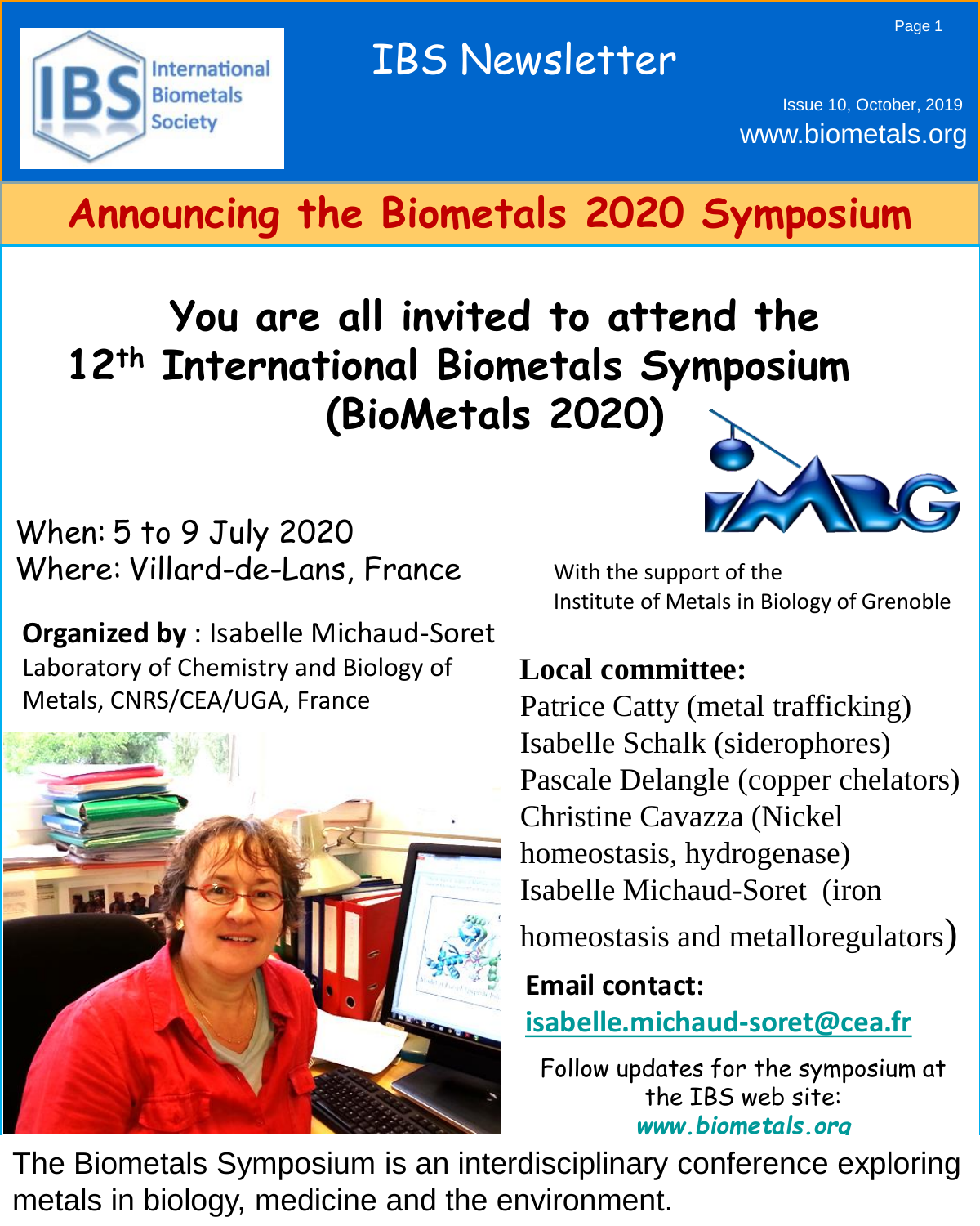# IBS Newsletter

Issue 10, October, 2019
www.biometals.org

## Announcing the Biometals 2020 Symposium

### You are all invited to attend the 12th International Biometals Symposium (BioMetals 2020)

When: 5 to 9 July 2020
Where: Villard-de-Lans, France

With the support of the Institute of Metals in Biology of Grenoble

**Organized by** : Isabelle Michaud-Soret
Laboratory of Chemistry and Biology of Metals, CNRS/CEA/UGA, France

**Local committee:**

Patrice Catty (metal trafficking)
Isabelle Schalk (siderophores)
Pascale Delangle (copper chelators)
Christine Cavazza (Nickel homeostasis, hydrogenase)
Isabelle Michaud-Soret (iron homeostasis and metalloregulators)

**Email contact:**
isabelle.michaud-soret@cea.fr

Follow updates for the symposium at the IBS web site:
*www.biometals.org*

The Biometals Symposium is an interdisciplinary conference exploring metals in biology, medicine and the environment.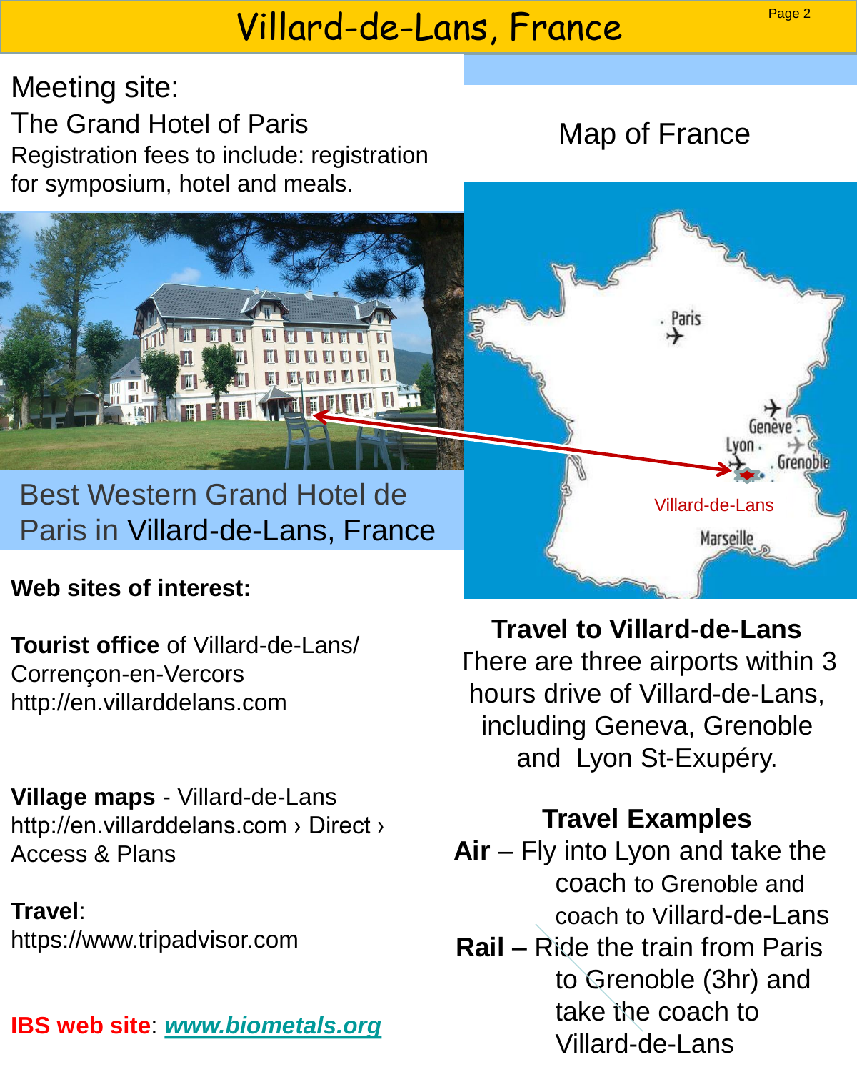# Villard-de-Lans, France

Meeting site:

The Grand Hotel of Paris

Registration fees to include: registration for symposium, hotel and meals.

Best Western Grand Hotel de Paris in Villard-de-Lans, France

**Web sites of interest:**

**Tourist office** of Villard-de-Lans/ Corrençon-en-Vercors
http://en.villarddelans.com

**Village maps** - Villard-de-Lans
http://en.villarddelans.com › Direct › Access & Plans

**Travel**:
https://www.tripadvisor.com

**IBS web site**: ***www.biometals.org***

Map of France

Paris

Genève

Lyon

Grenoble

Villard-de-Lans

Marseille

**Travel to Villard-de-Lans**

There are three airports within 3 hours drive of Villard-de-Lans, including Geneva, Grenoble and Lyon St-Exupéry.

**Travel Examples**

**Air** – Fly into Lyon and take the coach to Grenoble and coach to Villard-de-Lans

**Rail** – Ride the train from Paris to Grenoble (3hr) and take the coach to Villard-de-Lans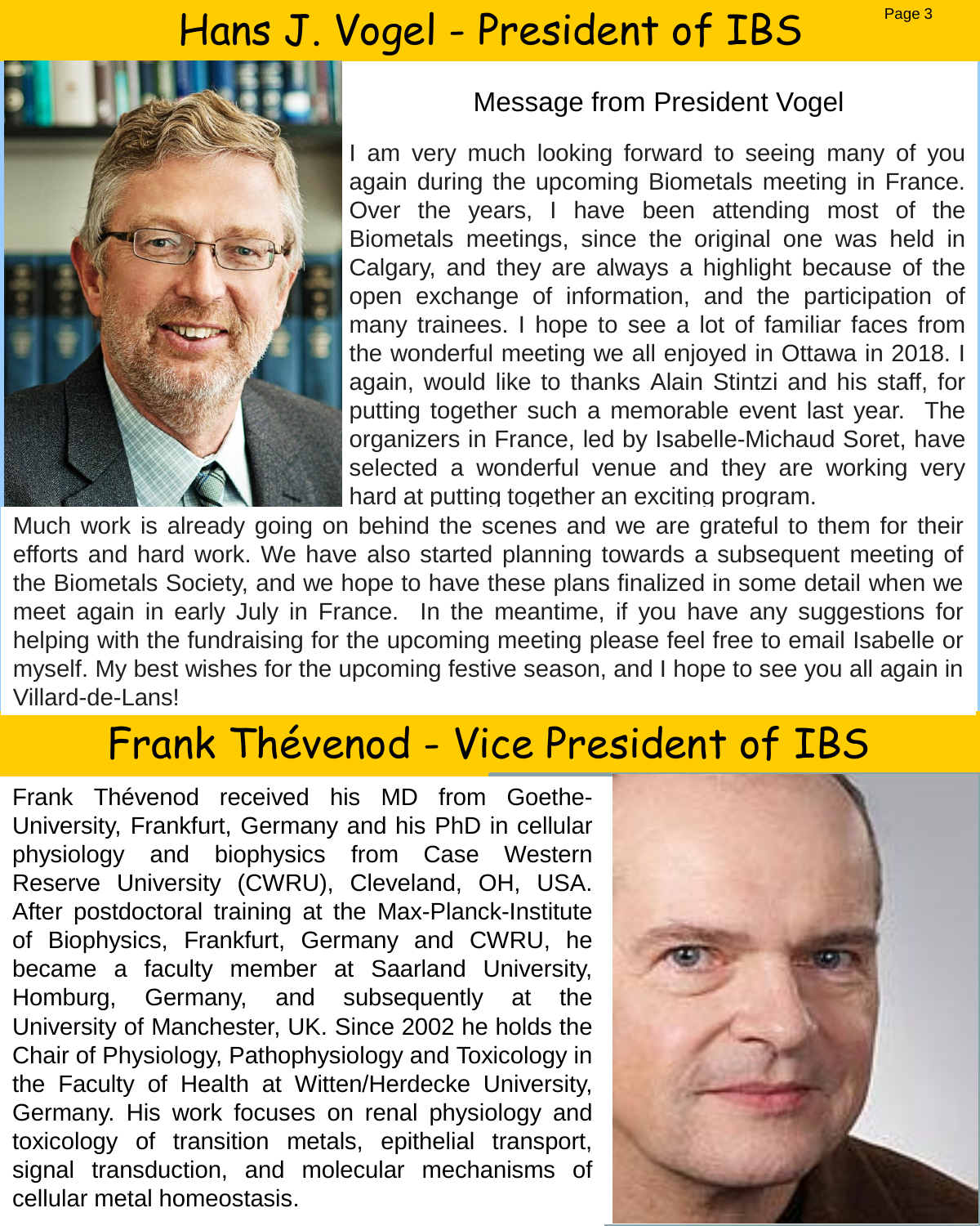# Hans J. Vogel - President of IBS

## Message from President Vogel

I am very much looking forward to seeing many of you again during the upcoming Biometals meeting in France. Over the years, I have been attending most of the Biometals meetings, since the original one was held in Calgary, and they are always a highlight because of the open exchange of information, and the participation of many trainees. I hope to see a lot of familiar faces from the wonderful meeting we all enjoyed in Ottawa in 2018. I again, would like to thanks Alain Stintzi and his staff, for putting together such a memorable event last year. The organizers in France, led by Isabelle-Michaud Soret, have selected a wonderful venue and they are working very hard at putting together an exciting program. Much work is already going on behind the scenes and we are grateful to them for their efforts and hard work. We have also started planning towards a subsequent meeting of the Biometals Society, and we hope to have these plans finalized in some detail when we meet again in early July in France. In the meantime, if you have any suggestions for helping with the fundraising for the upcoming meeting please feel free to email Isabelle or myself. My best wishes for the upcoming festive season, and I hope to see you all again in Villard-de-Lans!

# Frank Thévenod - Vice President of IBS

Frank Thévenod received his MD from Goethe-University, Frankfurt, Germany and his PhD in cellular physiology and biophysics from Case Western Reserve University (CWRU), Cleveland, OH, USA. After postdoctoral training at the Max-Planck-Institute of Biophysics, Frankfurt, Germany and CWRU, he became a faculty member at Saarland University, Homburg, Germany, and subsequently at the University of Manchester, UK. Since 2002 he holds the Chair of Physiology, Pathophysiology and Toxicology in the Faculty of Health at Witten/Herdecke University, Germany. His work focuses on renal physiology and toxicology of transition metals, epithelial transport, signal transduction, and molecular mechanisms of cellular metal homeostasis.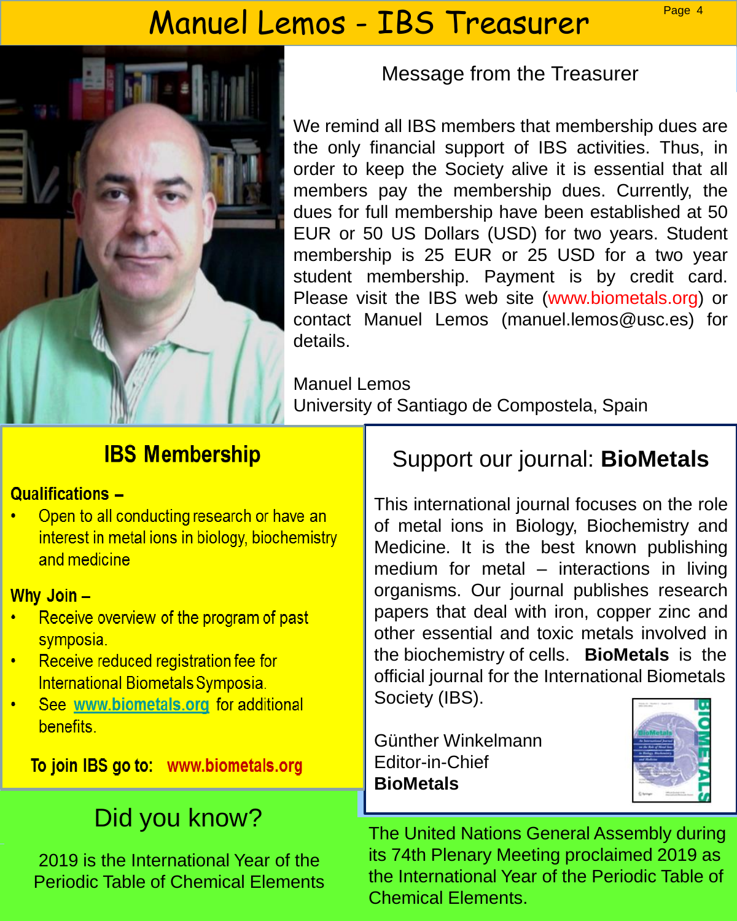# Manuel Lemos - IBS Treasurer

## Message from the Treasurer

We remind all IBS members that membership dues are the only financial support of IBS activities. Thus, in order to keep the Society alive it is essential that all members pay the membership dues. Currently, the dues for full membership have been established at 50 EUR or 50 US Dollars (USD) for two years. Student membership is 25 EUR or 25 USD for a two year student membership. Payment is by credit card. Please visit the IBS web site (www.biometals.org) or contact Manuel Lemos (manuel.lemos@usc.es) for details.

Manuel Lemos
University of Santiago de Compostela, Spain

## IBS Membership

**Qualifications –**

- Open to all conducting research or have an interest in metal ions in biology, biochemistry and medicine

**Why Join –**

- Receive overview of the program of past symposia.
- Receive reduced registration fee for International Biometals Symposia.
- See www.biometals.org for additional benefits.

**To join IBS go to: www.biometals.org**

## Support our journal: **BioMetals**

This international journal focuses on the role of metal ions in Biology, Biochemistry and Medicine. It is the best known publishing medium for metal – interactions in living organisms. Our journal publishes research papers that deal with iron, copper zinc and other essential and toxic metals involved in the biochemistry of cells. **BioMetals** is the official journal for the International Biometals Society (IBS).

Günther Winkelmann
Editor-in-Chief
**BioMetals**

## Did you know?

2019 is the International Year of the Periodic Table of Chemical Elements

The United Nations General Assembly during its 74th Plenary Meeting proclaimed 2019 as the International Year of the Periodic Table of Chemical Elements.